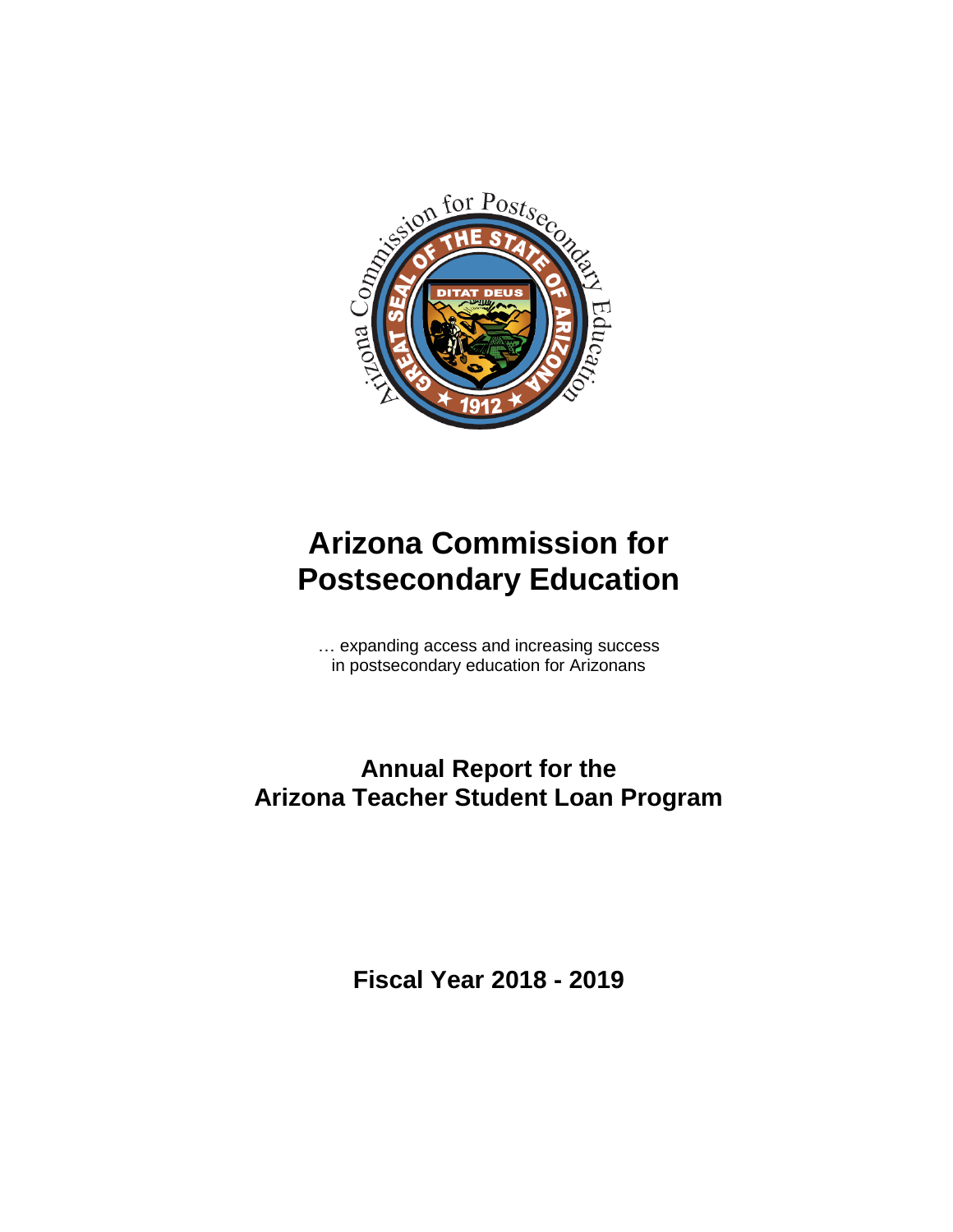# Arizona Commission for Postsecondary Education

… expanding access and increasing success
in postsecondary education for Arizonans

## Annual Report for the Arizona Teacher Student Loan Program

**Fiscal Year 2018 - 2019**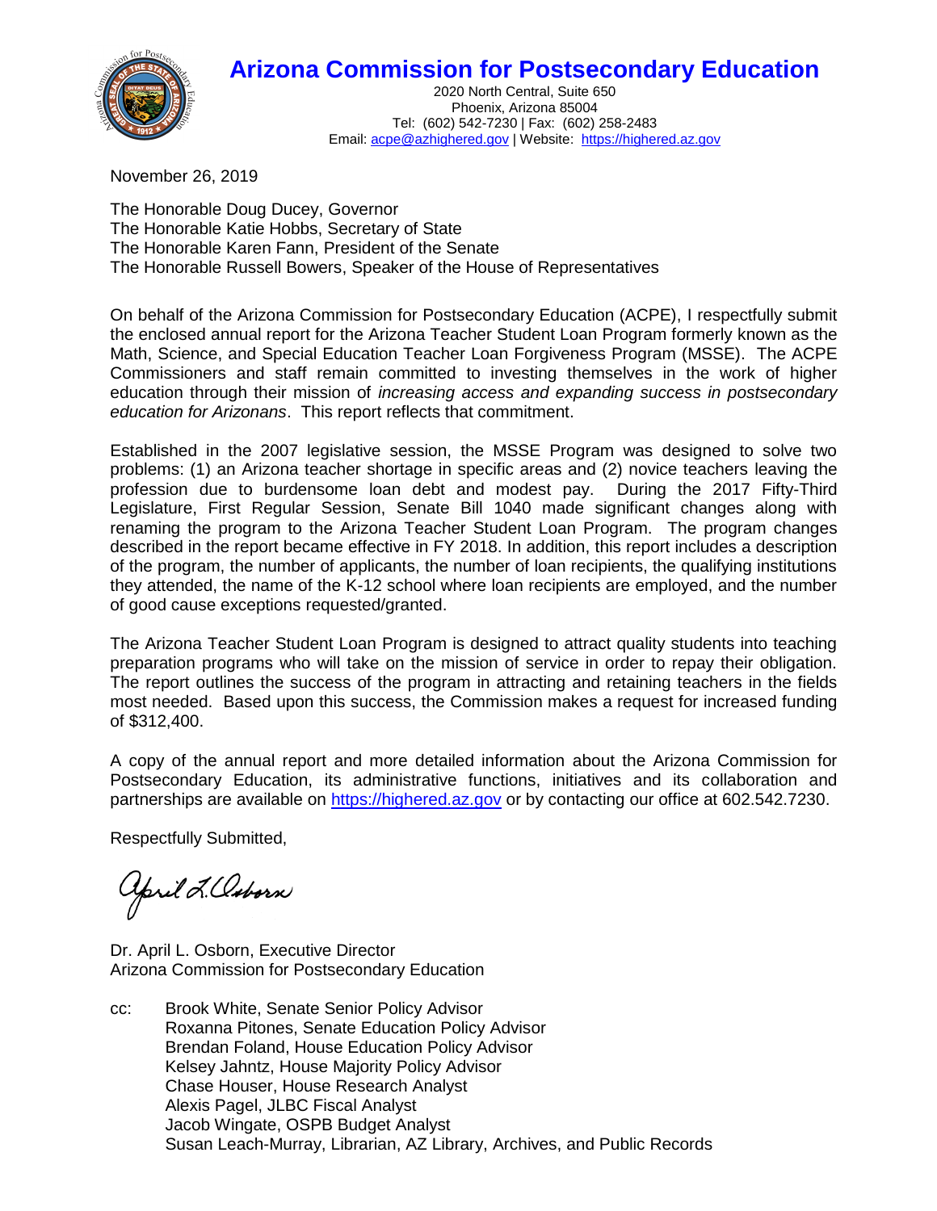# Arizona Commission for Postsecondary Education

2020 North Central, Suite 650
Phoenix, Arizona 85004
Tel: (602) 542-7230 | Fax: (602) 258-2483
Email: acpe@azhighered.gov | Website: https://highered.az.gov

November 26, 2019

The Honorable Doug Ducey, Governor
The Honorable Katie Hobbs, Secretary of State
The Honorable Karen Fann, President of the Senate
The Honorable Russell Bowers, Speaker of the House of Representatives

On behalf of the Arizona Commission for Postsecondary Education (ACPE), I respectfully submit the enclosed annual report for the Arizona Teacher Student Loan Program formerly known as the Math, Science, and Special Education Teacher Loan Forgiveness Program (MSSE). The ACPE Commissioners and staff remain committed to investing themselves in the work of higher education through their mission of *increasing access and expanding success in postsecondary education for Arizonans*. This report reflects that commitment.

Established in the 2007 legislative session, the MSSE Program was designed to solve two problems: (1) an Arizona teacher shortage in specific areas and (2) novice teachers leaving the profession due to burdensome loan debt and modest pay. During the 2017 Fifty-Third Legislature, First Regular Session, Senate Bill 1040 made significant changes along with renaming the program to the Arizona Teacher Student Loan Program. The program changes described in the report became effective in FY 2018. In addition, this report includes a description of the program, the number of applicants, the number of loan recipients, the qualifying institutions they attended, the name of the K-12 school where loan recipients are employed, and the number of good cause exceptions requested/granted.

The Arizona Teacher Student Loan Program is designed to attract quality students into teaching preparation programs who will take on the mission of service in order to repay their obligation. The report outlines the success of the program in attracting and retaining teachers in the fields most needed. Based upon this success, the Commission makes a request for increased funding of $312,400.

A copy of the annual report and more detailed information about the Arizona Commission for Postsecondary Education, its administrative functions, initiatives and its collaboration and partnerships are available on https://highered.az.gov or by contacting our office at 602.542.7230.

Respectfully Submitted,

April L. Osborn

Dr. April L. Osborn, Executive Director
Arizona Commission for Postsecondary Education

cc: Brook White, Senate Senior Policy Advisor
Roxanna Pitones, Senate Education Policy Advisor
Brendan Foland, House Education Policy Advisor
Kelsey Jahntz, House Majority Policy Advisor
Chase Houser, House Research Analyst
Alexis Pagel, JLBC Fiscal Analyst
Jacob Wingate, OSPB Budget Analyst
Susan Leach-Murray, Librarian, AZ Library, Archives, and Public Records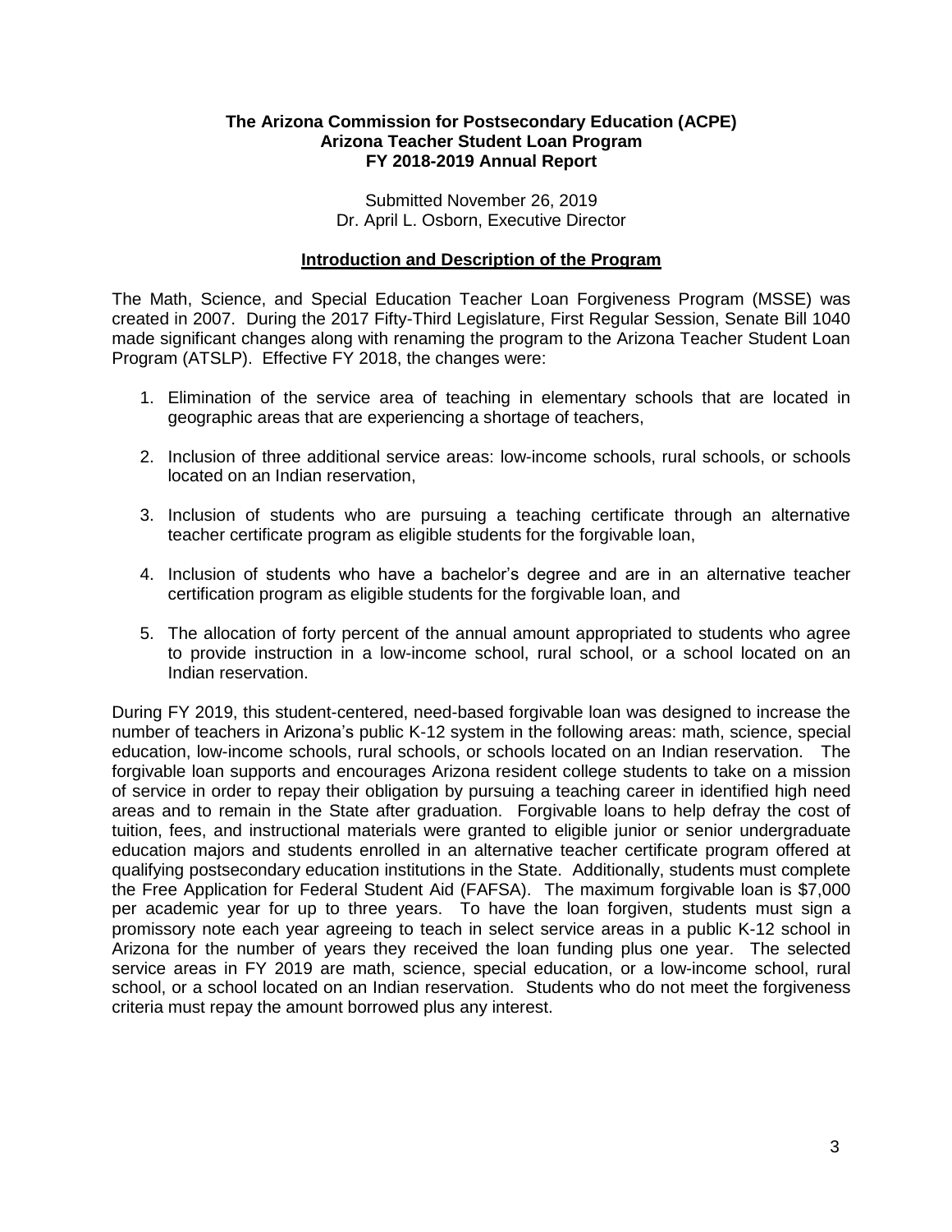**The Arizona Commission for Postsecondary Education (ACPE)**
**Arizona Teacher Student Loan Program**
**FY 2018-2019 Annual Report**

Submitted November 26, 2019
Dr. April L. Osborn, Executive Director

## Introduction and Description of the Program

The Math, Science, and Special Education Teacher Loan Forgiveness Program (MSSE) was created in 2007. During the 2017 Fifty-Third Legislature, First Regular Session, Senate Bill 1040 made significant changes along with renaming the program to the Arizona Teacher Student Loan Program (ATSLP). Effective FY 2018, the changes were:

1. Elimination of the service area of teaching in elementary schools that are located in geographic areas that are experiencing a shortage of teachers,
2. Inclusion of three additional service areas: low-income schools, rural schools, or schools located on an Indian reservation,
3. Inclusion of students who are pursuing a teaching certificate through an alternative teacher certificate program as eligible students for the forgivable loan,
4. Inclusion of students who have a bachelor's degree and are in an alternative teacher certification program as eligible students for the forgivable loan, and
5. The allocation of forty percent of the annual amount appropriated to students who agree to provide instruction in a low-income school, rural school, or a school located on an Indian reservation.

During FY 2019, this student-centered, need-based forgivable loan was designed to increase the number of teachers in Arizona's public K-12 system in the following areas: math, science, special education, low-income schools, rural schools, or schools located on an Indian reservation. The forgivable loan supports and encourages Arizona resident college students to take on a mission of service in order to repay their obligation by pursuing a teaching career in identified high need areas and to remain in the State after graduation. Forgivable loans to help defray the cost of tuition, fees, and instructional materials were granted to eligible junior or senior undergraduate education majors and students enrolled in an alternative teacher certificate program offered at qualifying postsecondary education institutions in the State. Additionally, students must complete the Free Application for Federal Student Aid (FAFSA). The maximum forgivable loan is $7,000 per academic year for up to three years. To have the loan forgiven, students must sign a promissory note each year agreeing to teach in select service areas in a public K-12 school in Arizona for the number of years they received the loan funding plus one year. The selected service areas in FY 2019 are math, science, special education, or a low-income school, rural school, or a school located on an Indian reservation. Students who do not meet the forgiveness criteria must repay the amount borrowed plus any interest.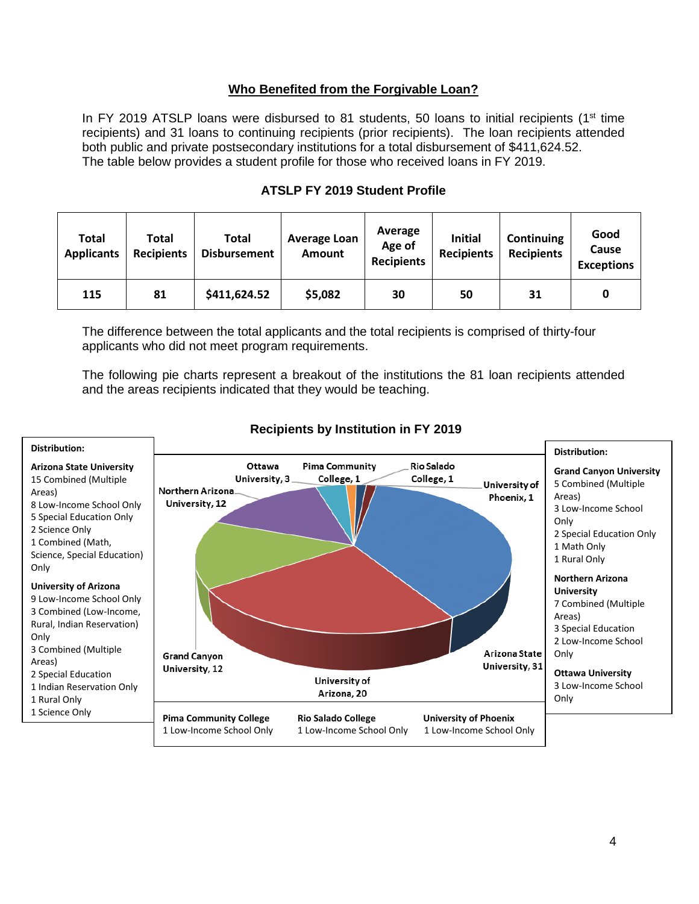## Who Benefited from the Forgivable Loan?

In FY 2019 ATSLP loans were disbursed to 81 students, 50 loans to initial recipients (1st time recipients) and 31 loans to continuing recipients (prior recipients). The loan recipients attended both public and private postsecondary institutions for a total disbursement of $411,624.52. The table below provides a student profile for those who received loans in FY 2019.

### ATSLP FY 2019 Student Profile

| Total Applicants | Total Recipients | Total Disbursement | Average Loan Amount | Average Age of Recipients | Initial Recipients | Continuing Recipients | Good Cause Exceptions |
|---|---|---|---|---|---|---|---|
| 115 | 81 | $411,624.52 | $5,082 | 30 | 50 | 31 | 0 |

The difference between the total applicants and the total recipients is comprised of thirty-four applicants who did not meet program requirements.

The following pie charts represent a breakout of the institutions the 81 loan recipients attended and the areas recipients indicated that they would be teaching.

### Recipients by Institution in FY 2019

Ottawa University, 3; Pima Community College, 1; Rio Salado College, 1; University of Phoenix, 1; Northern Arizona University, 12; Grand Canyon University, 12; University of Arizona, 20; Arizona State University, 31

**Distribution:**

**Arizona State University**
15 Combined (Multiple Areas)
8 Low-Income School Only
5 Special Education Only
2 Science Only
1 Combined (Math, Science, Special Education) Only

**University of Arizona**
9 Low-Income School Only
3 Combined (Low-Income, Rural, Indian Reservation) Only
3 Combined (Multiple Areas)
2 Special Education
1 Indian Reservation Only
1 Rural Only
1 Science Only

**Pima Community College**
1 Low-Income School Only

**Rio Salado College**
1 Low-Income School Only

**University of Phoenix**
1 Low-Income School Only

**Distribution:**

**Grand Canyon University**
5 Combined (Multiple Areas)
3 Low-Income School Only
2 Special Education Only
1 Math Only
1 Rural Only

**Northern Arizona University**
7 Combined (Multiple Areas)
3 Special Education
2 Low-Income School Only

**Ottawa University**
3 Low-Income School Only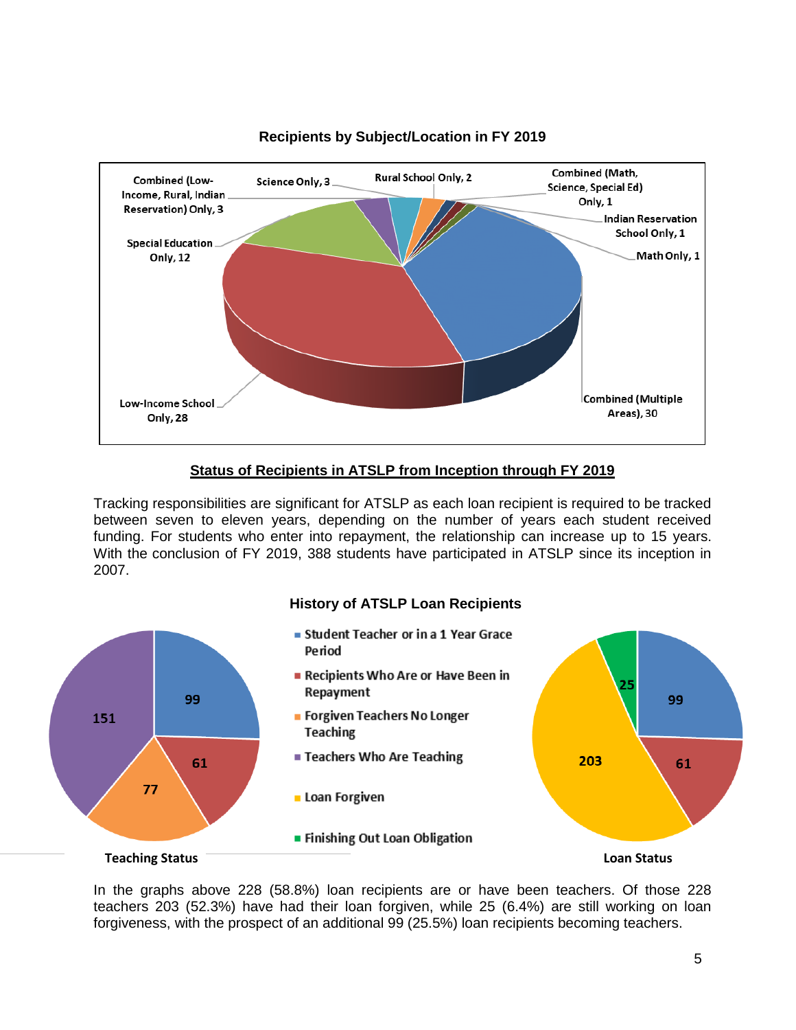**Recipients by Subject/Location in FY 2019**

| Category | Recipients |
|---|---|
| Combined (Multiple Areas) | 30 |
| Low-Income School Only | 28 |
| Special Education Only | 12 |
| Combined (Low-Income, Rural, Indian Reservation) Only | 3 |
| Science Only | 3 |
| Rural School Only | 2 |
| Combined (Math, Science, Special Ed) Only | 1 |
| Indian Reservation School Only | 1 |
| Math Only | 1 |

## Status of Recipients in ATSLP from Inception through FY 2019

Tracking responsibilities are significant for ATSLP as each loan recipient is required to be tracked between seven to eleven years, depending on the number of years each student received funding. For students who enter into repayment, the relationship can increase up to 15 years. With the conclusion of FY 2019, 388 students have participated in ATSLP since its inception in 2007.

**History of ATSLP Loan Recipients**

**Teaching Status**

| Status | Recipients |
|---|---|
| Student Teacher or in a 1 Year Grace Period | 99 |
| Recipients Who Are or Have Been in Repayment | 61 |
| Forgiven Teachers No Longer Teaching | 77 |
| Teachers Who Are Teaching | 151 |

**Loan Status**

| Status | Recipients |
|---|---|
| Student Teacher or in a 1 Year Grace Period | 99 |
| Recipients Who Are or Have Been in Repayment | 61 |
| Loan Forgiven | 203 |
| Finishing Out Loan Obligation | 25 |

In the graphs above 228 (58.8%) loan recipients are or have been teachers. Of those 228 teachers 203 (52.3%) have had their loan forgiven, while 25 (6.4%) are still working on loan forgiveness, with the prospect of an additional 99 (25.5%) loan recipients becoming teachers.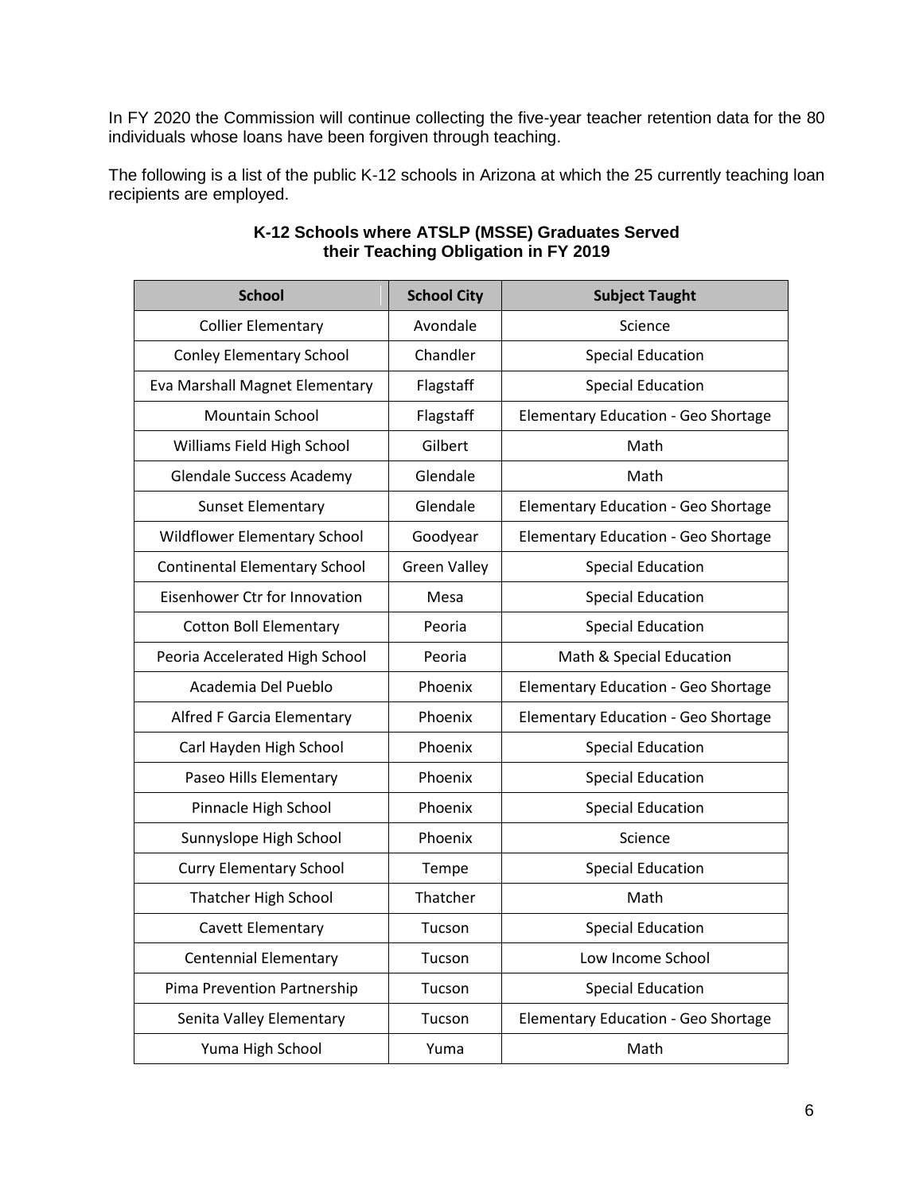In FY 2020 the Commission will continue collecting the five-year teacher retention data for the 80 individuals whose loans have been forgiven through teaching.

The following is a list of the public K-12 schools in Arizona at which the 25 currently teaching loan recipients are employed.

**K-12 Schools where ATSLP (MSSE) Graduates Served their Teaching Obligation in FY 2019**

| School | School City | Subject Taught |
|---|---|---|
| Collier Elementary | Avondale | Science |
| Conley Elementary School | Chandler | Special Education |
| Eva Marshall Magnet Elementary | Flagstaff | Special Education |
| Mountain School | Flagstaff | Elementary Education - Geo Shortage |
| Williams Field High School | Gilbert | Math |
| Glendale Success Academy | Glendale | Math |
| Sunset Elementary | Glendale | Elementary Education - Geo Shortage |
| Wildflower Elementary School | Goodyear | Elementary Education - Geo Shortage |
| Continental Elementary School | Green Valley | Special Education |
| Eisenhower Ctr for Innovation | Mesa | Special Education |
| Cotton Boll Elementary | Peoria | Special Education |
| Peoria Accelerated High School | Peoria | Math & Special Education |
| Academia Del Pueblo | Phoenix | Elementary Education - Geo Shortage |
| Alfred F Garcia Elementary | Phoenix | Elementary Education - Geo Shortage |
| Carl Hayden High School | Phoenix | Special Education |
| Paseo Hills Elementary | Phoenix | Special Education |
| Pinnacle High School | Phoenix | Special Education |
| Sunnyslope High School | Phoenix | Science |
| Curry Elementary School | Tempe | Special Education |
| Thatcher High School | Thatcher | Math |
| Cavett Elementary | Tucson | Special Education |
| Centennial Elementary | Tucson | Low Income School |
| Pima Prevention Partnership | Tucson | Special Education |
| Senita Valley Elementary | Tucson | Elementary Education - Geo Shortage |
| Yuma High School | Yuma | Math |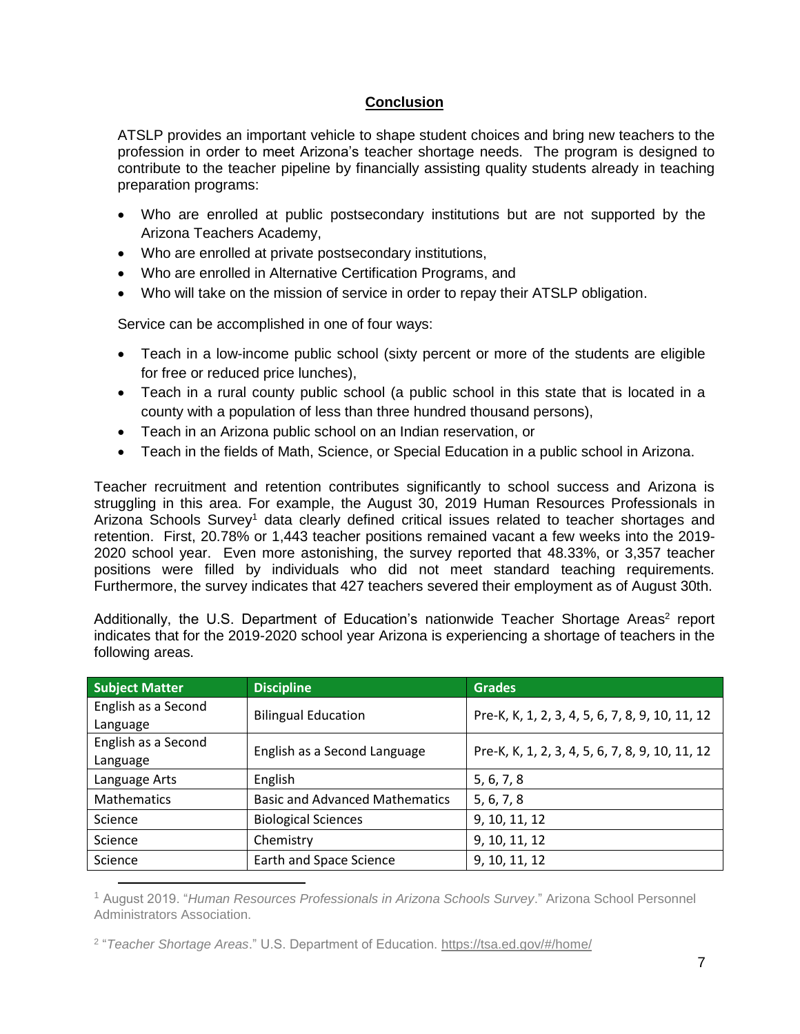## Conclusion

ATSLP provides an important vehicle to shape student choices and bring new teachers to the profession in order to meet Arizona's teacher shortage needs. The program is designed to contribute to the teacher pipeline by financially assisting quality students already in teaching preparation programs:

- Who are enrolled at public postsecondary institutions but are not supported by the Arizona Teachers Academy,
- Who are enrolled at private postsecondary institutions,
- Who are enrolled in Alternative Certification Programs, and
- Who will take on the mission of service in order to repay their ATSLP obligation.

Service can be accomplished in one of four ways:

- Teach in a low-income public school (sixty percent or more of the students are eligible for free or reduced price lunches),
- Teach in a rural county public school (a public school in this state that is located in a county with a population of less than three hundred thousand persons),
- Teach in an Arizona public school on an Indian reservation, or
- Teach in the fields of Math, Science, or Special Education in a public school in Arizona.

Teacher recruitment and retention contributes significantly to school success and Arizona is struggling in this area. For example, the August 30, 2019 Human Resources Professionals in Arizona Schools Survey[1] data clearly defined critical issues related to teacher shortages and retention. First, 20.78% or 1,443 teacher positions remained vacant a few weeks into the 2019-2020 school year. Even more astonishing, the survey reported that 48.33%, or 3,357 teacher positions were filled by individuals who did not meet standard teaching requirements. Furthermore, the survey indicates that 427 teachers severed their employment as of August 30th.

Additionally, the U.S. Department of Education's nationwide Teacher Shortage Areas[2] report indicates that for the 2019-2020 school year Arizona is experiencing a shortage of teachers in the following areas.

| Subject Matter | Discipline | Grades |
|---|---|---|
| English as a Second Language | Bilingual Education | Pre-K, K, 1, 2, 3, 4, 5, 6, 7, 8, 9, 10, 11, 12 |
| English as a Second Language | English as a Second Language | Pre-K, K, 1, 2, 3, 4, 5, 6, 7, 8, 9, 10, 11, 12 |
| Language Arts | English | 5, 6, 7, 8 |
| Mathematics | Basic and Advanced Mathematics | 5, 6, 7, 8 |
| Science | Biological Sciences | 9, 10, 11, 12 |
| Science | Chemistry | 9, 10, 11, 12 |
| Science | Earth and Space Science | 9, 10, 11, 12 |

[1] August 2019. "*Human Resources Professionals in Arizona Schools Survey*." Arizona School Personnel Administrators Association.

[2] "*Teacher Shortage Areas*." U.S. Department of Education. https://tsa.ed.gov/#/home/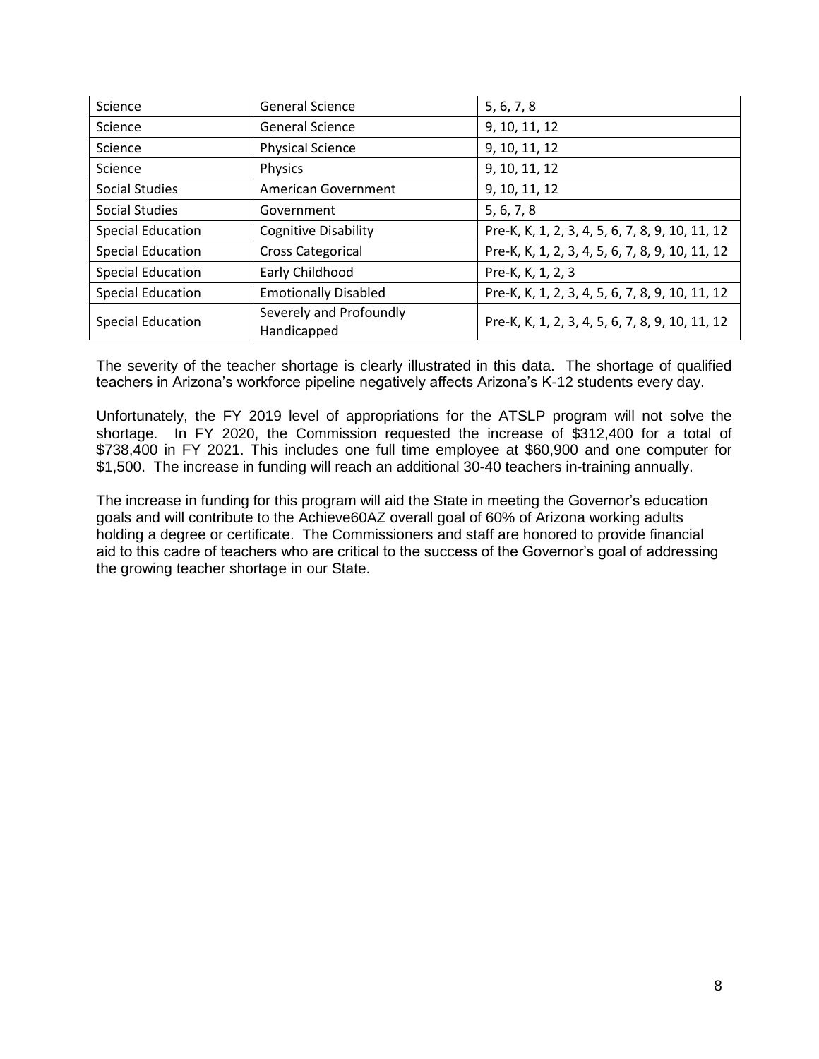| | | |
|---|---|---|
| Science | General Science | 5, 6, 7, 8 |
| Science | General Science | 9, 10, 11, 12 |
| Science | Physical Science | 9, 10, 11, 12 |
| Science | Physics | 9, 10, 11, 12 |
| Social Studies | American Government | 9, 10, 11, 12 |
| Social Studies | Government | 5, 6, 7, 8 |
| Special Education | Cognitive Disability | Pre-K, K, 1, 2, 3, 4, 5, 6, 7, 8, 9, 10, 11, 12 |
| Special Education | Cross Categorical | Pre-K, K, 1, 2, 3, 4, 5, 6, 7, 8, 9, 10, 11, 12 |
| Special Education | Early Childhood | Pre-K, K, 1, 2, 3 |
| Special Education | Emotionally Disabled | Pre-K, K, 1, 2, 3, 4, 5, 6, 7, 8, 9, 10, 11, 12 |
| Special Education | Severely and Profoundly Handicapped | Pre-K, K, 1, 2, 3, 4, 5, 6, 7, 8, 9, 10, 11, 12 |

The severity of the teacher shortage is clearly illustrated in this data. The shortage of qualified teachers in Arizona's workforce pipeline negatively affects Arizona's K-12 students every day.

Unfortunately, the FY 2019 level of appropriations for the ATSLP program will not solve the shortage. In FY 2020, the Commission requested the increase of $312,400 for a total of $738,400 in FY 2021. This includes one full time employee at $60,900 and one computer for $1,500. The increase in funding will reach an additional 30-40 teachers in-training annually.

The increase in funding for this program will aid the State in meeting the Governor's education goals and will contribute to the Achieve60AZ overall goal of 60% of Arizona working adults holding a degree or certificate. The Commissioners and staff are honored to provide financial aid to this cadre of teachers who are critical to the success of the Governor's goal of addressing the growing teacher shortage in our State.